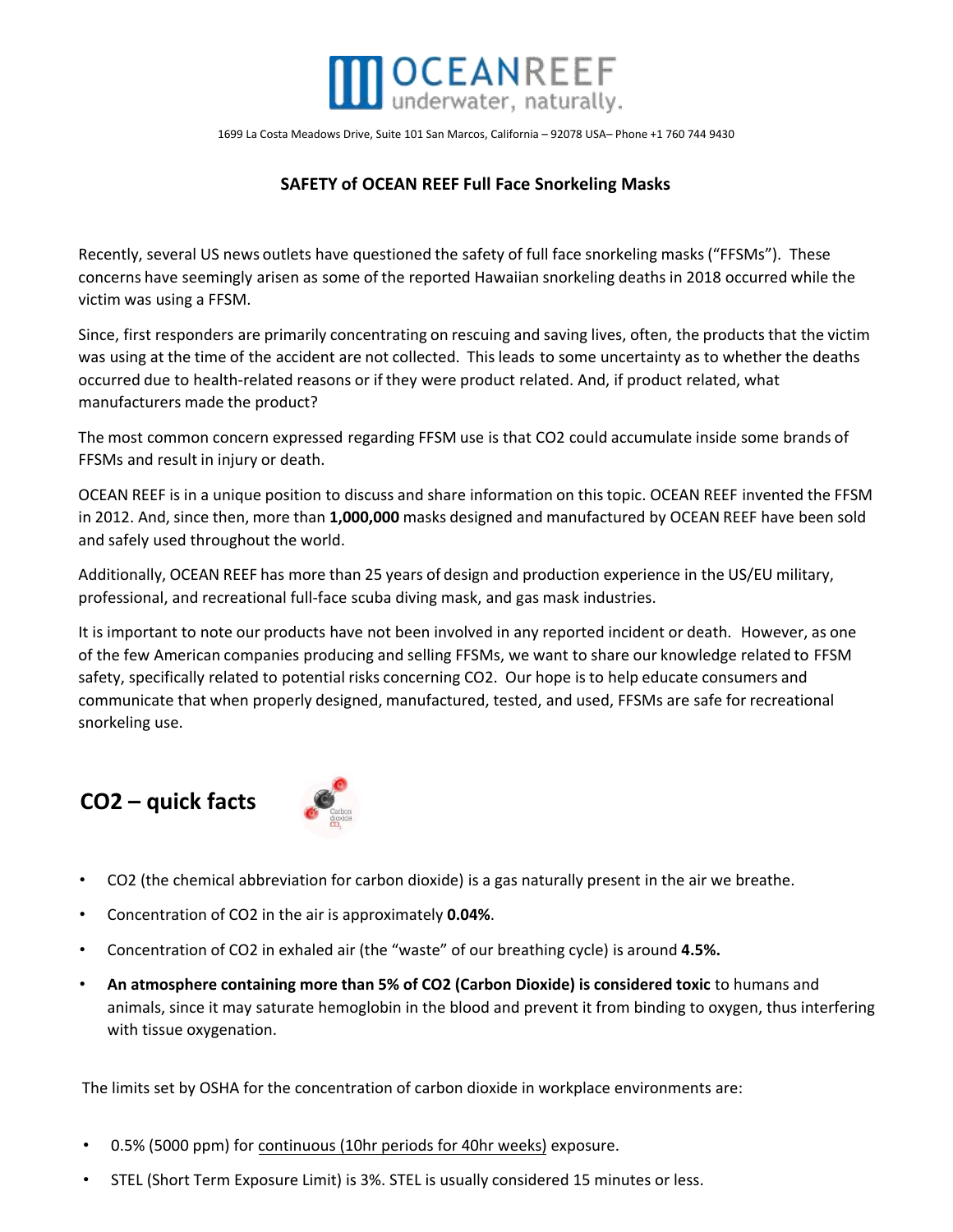OCEANREEF
underwater, naturally.

1699 La Costa Meadows Drive, Suite 101 San Marcos, California – 92078 USA– Phone +1 760 744 9430

**SAFETY of OCEAN REEF Full Face Snorkeling Masks**

Recently, several US news outlets have questioned the safety of full face snorkeling masks ("FFSMs"). These concerns have seemingly arisen as some of the reported Hawaiian snorkeling deaths in 2018 occurred while the victim was using a FFSM.

Since, first responders are primarily concentrating on rescuing and saving lives, often, the products that the victim was using at the time of the accident are not collected. This leads to some uncertainty as to whether the deaths occurred due to health-related reasons or if they were product related. And, if product related, what manufacturers made the product?

The most common concern expressed regarding FFSM use is that CO2 could accumulate inside some brands of FFSMs and result in injury or death.

OCEAN REEF is in a unique position to discuss and share information on this topic. OCEAN REEF invented the FFSM in 2012. And, since then, more than **1,000,000** masks designed and manufactured by OCEAN REEF have been sold and safely used throughout the world.

Additionally, OCEAN REEF has more than 25 years of design and production experience in the US/EU military, professional, and recreational full-face scuba diving mask, and gas mask industries.

It is important to note our products have not been involved in any reported incident or death. However, as one of the few American companies producing and selling FFSMs, we want to share our knowledge related to FFSM safety, specifically related to potential risks concerning CO2. Our hope is to help educate consumers and communicate that when properly designed, manufactured, tested, and used, FFSMs are safe for recreational snorkeling use.

## CO2 – quick facts

- CO2 (the chemical abbreviation for carbon dioxide) is a gas naturally present in the air we breathe.
- Concentration of CO2 in the air is approximately **0.04%**.
- Concentration of CO2 in exhaled air (the "waste" of our breathing cycle) is around **4.5%.**
- **An atmosphere containing more than 5% of CO2 (Carbon Dioxide) is considered toxic** to humans and animals, since it may saturate hemoglobin in the blood and prevent it from binding to oxygen, thus interfering with tissue oxygenation.

The limits set by OSHA for the concentration of carbon dioxide in workplace environments are:

- 0.5% (5000 ppm) for continuous (10hr periods for 40hr weeks) exposure.
- STEL (Short Term Exposure Limit) is 3%. STEL is usually considered 15 minutes or less.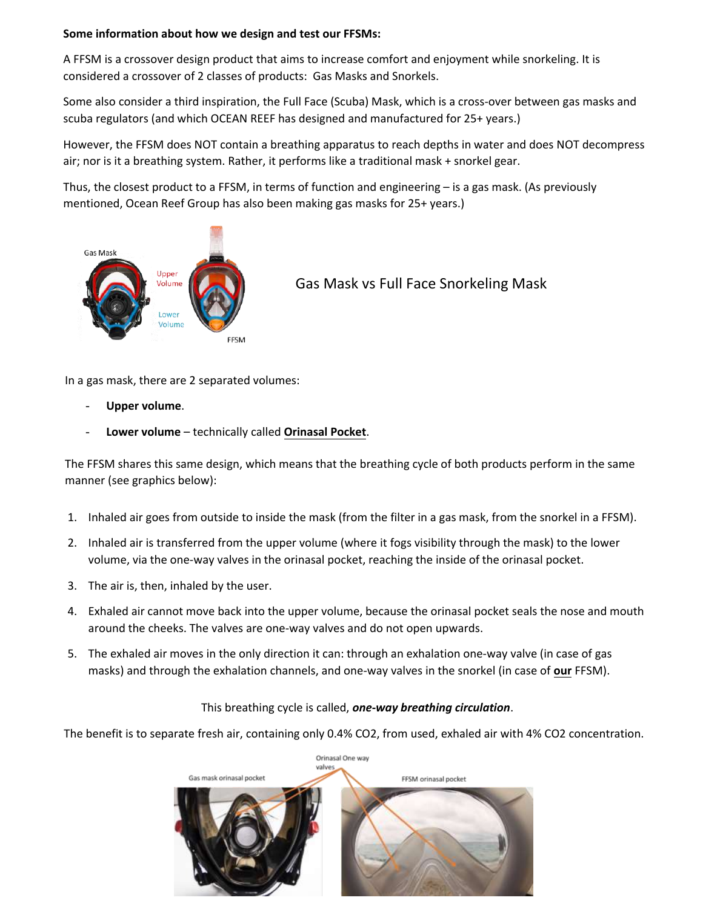**Some information about how we design and test our FFSMs:**

A FFSM is a crossover design product that aims to increase comfort and enjoyment while snorkeling. It is considered a crossover of 2 classes of products: Gas Masks and Snorkels.

Some also consider a third inspiration, the Full Face (Scuba) Mask, which is a cross-over between gas masks and scuba regulators (and which OCEAN REEF has designed and manufactured for 25+ years.)

However, the FFSM does NOT contain a breathing apparatus to reach depths in water and does NOT decompress air; nor is it a breathing system. Rather, it performs like a traditional mask + snorkel gear.

Thus, the closest product to a FFSM, in terms of function and engineering – is a gas mask. (As previously mentioned, Ocean Reef Group has also been making gas masks for 25+ years.)

Gas Mask vs Full Face Snorkeling Mask

In a gas mask, there are 2 separated volumes:

- **Upper volume**.
- **Lower volume** – technically called **Orinasal Pocket**.

The FFSM shares this same design, which means that the breathing cycle of both products perform in the same manner (see graphics below):

1. Inhaled air goes from outside to inside the mask (from the filter in a gas mask, from the snorkel in a FFSM).
2. Inhaled air is transferred from the upper volume (where it fogs visibility through the mask) to the lower volume, via the one-way valves in the orinasal pocket, reaching the inside of the orinasal pocket.
3. The air is, then, inhaled by the user.
4. Exhaled air cannot move back into the upper volume, because the orinasal pocket seals the nose and mouth around the cheeks. The valves are one-way valves and do not open upwards.
5. The exhaled air moves in the only direction it can: through an exhalation one-way valve (in case of gas masks) and through the exhalation channels, and one-way valves in the snorkel (in case of **our** FFSM).

This breathing cycle is called, ***one-way breathing circulation***.

The benefit is to separate fresh air, containing only 0.4% $CO_2$, from used, exhaled air with 4% $CO_2$ concentration.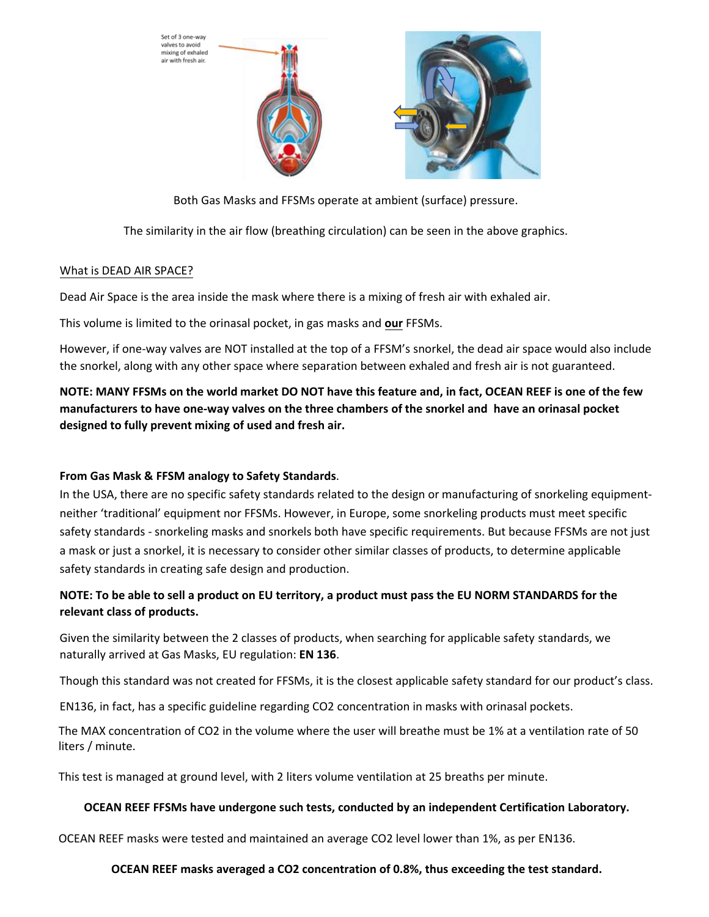Set of 3 one-way valves to avoid mixing of exhaled air with fresh air.

Both Gas Masks and FFSMs operate at ambient (surface) pressure.

The similarity in the air flow (breathing circulation) can be seen in the above graphics.

## What is DEAD AIR SPACE?

Dead Air Space is the area inside the mask where there is a mixing of fresh air with exhaled air.

This volume is limited to the orinasal pocket, in gas masks and **our** FFSMs.

However, if one-way valves are NOT installed at the top of a FFSM's snorkel, the dead air space would also include the snorkel, along with any other space where separation between exhaled and fresh air is not guaranteed.

**NOTE: MANY FFSMs on the world market DO NOT have this feature and, in fact, OCEAN REEF is one of the few manufacturers to have one-way valves on the three chambers of the snorkel and have an orinasal pocket designed to fully prevent mixing of used and fresh air.**

**From Gas Mask & FFSM analogy to Safety Standards**.

In the USA, there are no specific safety standards related to the design or manufacturing of snorkeling equipment- neither 'traditional' equipment nor FFSMs. However, in Europe, some snorkeling products must meet specific safety standards - snorkeling masks and snorkels both have specific requirements. But because FFSMs are not just a mask or just a snorkel, it is necessary to consider other similar classes of products, to determine applicable safety standards in creating safe design and production.

**NOTE: To be able to sell a product on EU territory, a product must pass the EU NORM STANDARDS for the relevant class of products.**

Given the similarity between the 2 classes of products, when searching for applicable safety standards, we naturally arrived at Gas Masks, EU regulation: **EN 136**.

Though this standard was not created for FFSMs, it is the closest applicable safety standard for our product's class.

EN136, in fact, has a specific guideline regarding $CO_2$ concentration in masks with orinasal pockets.

The MAX concentration of $CO_2$ in the volume where the user will breathe must be 1% at a ventilation rate of 50 liters / minute.

This test is managed at ground level, with 2 liters volume ventilation at 25 breaths per minute.

**OCEAN REEF FFSMs have undergone such tests, conducted by an independent Certification Laboratory.**

OCEAN REEF masks were tested and maintained an average $CO_2$ level lower than 1%, as per EN136.

**OCEAN REEF masks averaged a $CO_2$ concentration of 0.8%, thus exceeding the test standard.**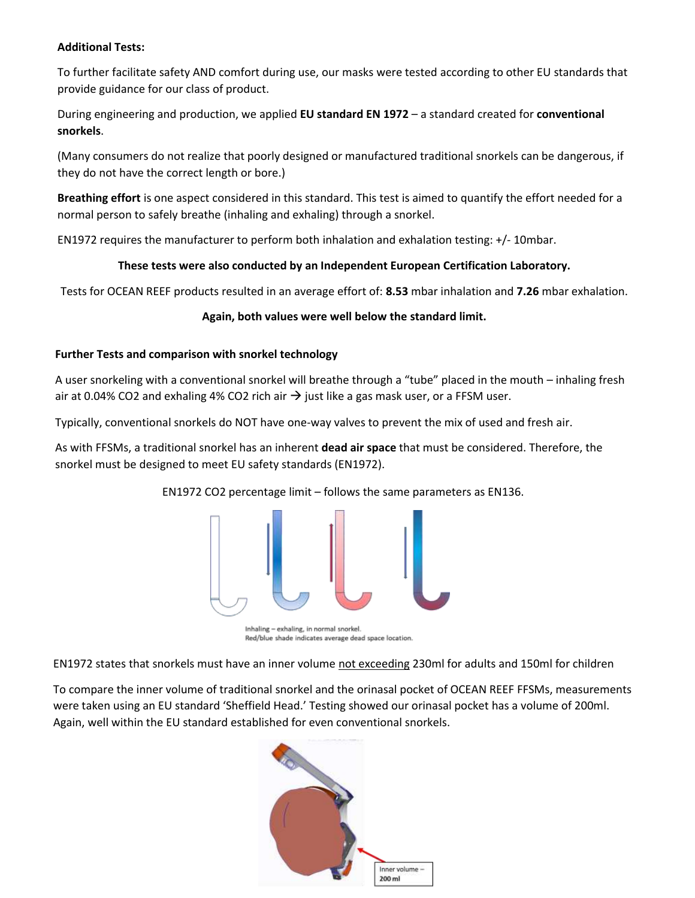**Additional Tests:**

To further facilitate safety AND comfort during use, our masks were tested according to other EU standards that provide guidance for our class of product.

During engineering and production, we applied **EU standard EN 1972** – a standard created for **conventional snorkels**.

(Many consumers do not realize that poorly designed or manufactured traditional snorkels can be dangerous, if they do not have the correct length or bore.)

**Breathing effort** is one aspect considered in this standard. This test is aimed to quantify the effort needed for a normal person to safely breathe (inhaling and exhaling) through a snorkel.

EN1972 requires the manufacturer to perform both inhalation and exhalation testing: +/- 10mbar.

**These tests were also conducted by an Independent European Certification Laboratory.**

Tests for OCEAN REEF products resulted in an average effort of: **8.53** mbar inhalation and **7.26** mbar exhalation.

**Again, both values were well below the standard limit.**

**Further Tests and comparison with snorkel technology**

A user snorkeling with a conventional snorkel will breathe through a "tube" placed in the mouth – inhaling fresh air at 0.04% $CO_2$ and exhaling 4% $CO_2$ rich air → just like a gas mask user, or a FFSM user.

Typically, conventional snorkels do NOT have one-way valves to prevent the mix of used and fresh air.

As with FFSMs, a traditional snorkel has an inherent **dead air space** that must be considered. Therefore, the snorkel must be designed to meet EU safety standards (EN1972).

EN1972 $CO_2$ percentage limit – follows the same parameters as EN136.

Inhaling – exhaling, in normal snorkel.
Red/blue shade indicates average dead space location.

EN1972 states that snorkels must have an inner volume not exceeding 230ml for adults and 150ml for children

To compare the inner volume of traditional snorkel and the orinasal pocket of OCEAN REEF FFSMs, measurements were taken using an EU standard 'Sheffield Head.' Testing showed our orinasal pocket has a volume of 200ml. Again, well within the EU standard established for even conventional snorkels.

Inner volume – 200 ml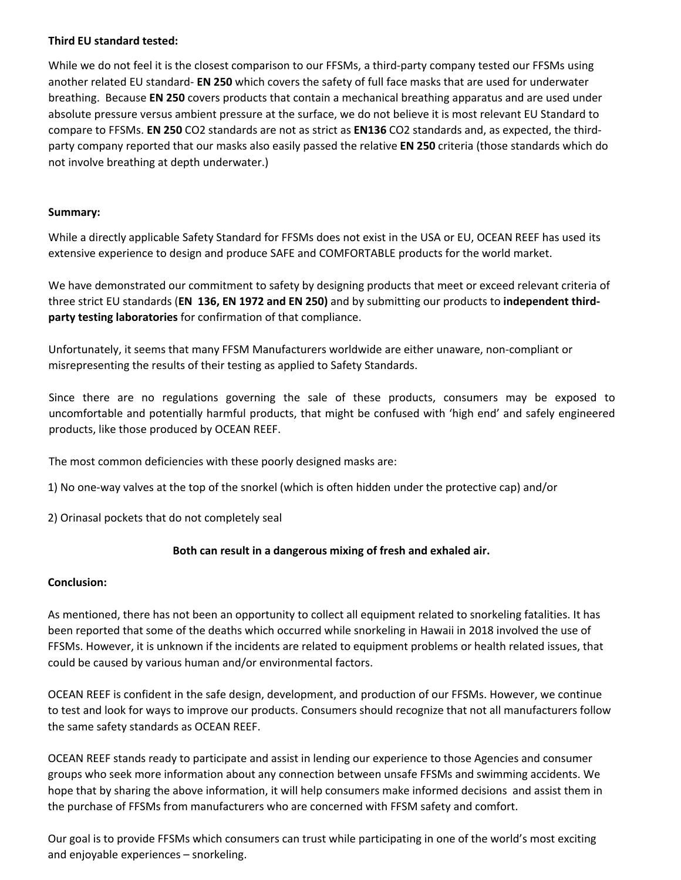**Third EU standard tested:**

While we do not feel it is the closest comparison to our FFSMs, a third-party company tested our FFSMs using another related EU standard- **EN 250** which covers the safety of full face masks that are used for underwater breathing. Because **EN 250** covers products that contain a mechanical breathing apparatus and are used under absolute pressure versus ambient pressure at the surface, we do not believe it is most relevant EU Standard to compare to FFSMs. **EN 250** CO2 standards are not as strict as **EN136** CO2 standards and, as expected, the third-party company reported that our masks also easily passed the relative **EN 250** criteria (those standards which do not involve breathing at depth underwater.)

**Summary:**

While a directly applicable Safety Standard for FFSMs does not exist in the USA or EU, OCEAN REEF has used its extensive experience to design and produce SAFE and COMFORTABLE products for the world market.

We have demonstrated our commitment to safety by designing products that meet or exceed relevant criteria of three strict EU standards (**EN 136, EN 1972 and EN 250)** and by submitting our products to **independent third-party testing laboratories** for confirmation of that compliance.

Unfortunately, it seems that many FFSM Manufacturers worldwide are either unaware, non-compliant or misrepresenting the results of their testing as applied to Safety Standards.

Since there are no regulations governing the sale of these products, consumers may be exposed to uncomfortable and potentially harmful products, that might be confused with 'high end' and safely engineered products, like those produced by OCEAN REEF.

The most common deficiencies with these poorly designed masks are:

1) No one-way valves at the top of the snorkel (which is often hidden under the protective cap) and/or

2) Orinasal pockets that do not completely seal

**Both can result in a dangerous mixing of fresh and exhaled air.**

**Conclusion:**

As mentioned, there has not been an opportunity to collect all equipment related to snorkeling fatalities. It has been reported that some of the deaths which occurred while snorkeling in Hawaii in 2018 involved the use of FFSMs. However, it is unknown if the incidents are related to equipment problems or health related issues, that could be caused by various human and/or environmental factors.

OCEAN REEF is confident in the safe design, development, and production of our FFSMs. However, we continue to test and look for ways to improve our products. Consumers should recognize that not all manufacturers follow the same safety standards as OCEAN REEF.

OCEAN REEF stands ready to participate and assist in lending our experience to those Agencies and consumer groups who seek more information about any connection between unsafe FFSMs and swimming accidents. We hope that by sharing the above information, it will help consumers make informed decisions and assist them in the purchase of FFSMs from manufacturers who are concerned with FFSM safety and comfort.

Our goal is to provide FFSMs which consumers can trust while participating in one of the world's most exciting and enjoyable experiences – snorkeling.